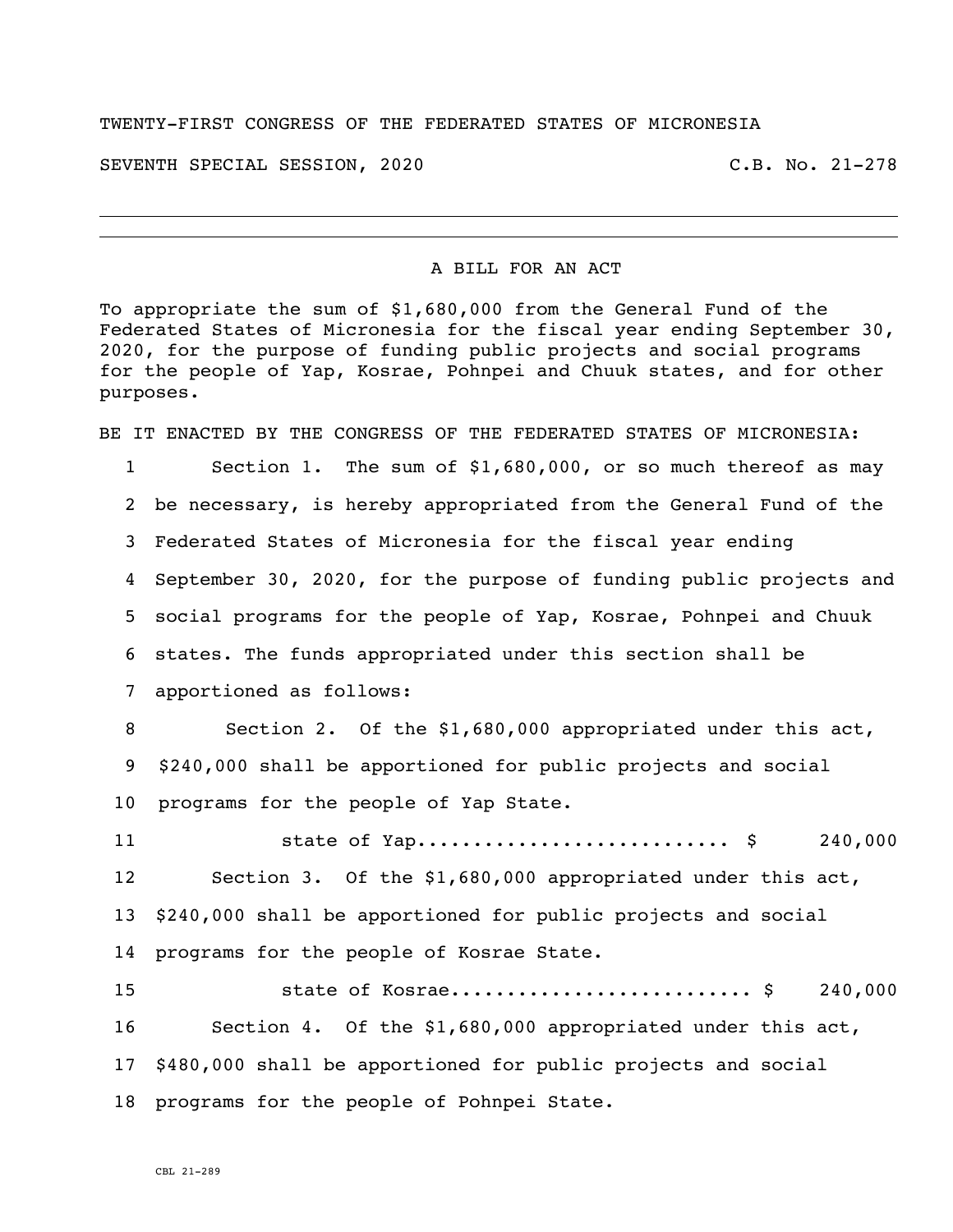TWENTY-FIRST CONGRESS OF THE FEDERATED STATES OF MICRONESIA

SEVENTH SPECIAL SESSION, 2020 C.B. No. 21-278

---

A BILL FOR AN ACT

To appropriate the sum of $1,680,000 from the General Fund of the Federated States of Micronesia for the fiscal year ending September 30, 2020, for the purpose of funding public projects and social programs for the people of Yap, Kosrae, Pohnpei and Chuuk states, and for other purposes.

BE IT ENACTED BY THE CONGRESS OF THE FEDERATED STATES OF MICRONESIA:

1 Section 1. The sum of $1,680,000, or so much thereof as may
2 be necessary, is hereby appropriated from the General Fund of the
3 Federated States of Micronesia for the fiscal year ending
4 September 30, 2020, for the purpose of funding public projects and
5 social programs for the people of Yap, Kosrae, Pohnpei and Chuuk
6 states. The funds appropriated under this section shall be
7 apportioned as follows:

8 Section 2. Of the $1,680,000 appropriated under this act,
9 $240,000 shall be apportioned for public projects and social
10 programs for the people of Yap State.

11 state of Yap.......................... $ 240,000

12 Section 3. Of the $1,680,000 appropriated under this act,
13 $240,000 shall be apportioned for public projects and social
14 programs for the people of Kosrae State.

15 state of Kosrae.......................... $ 240,000

16 Section 4. Of the $1,680,000 appropriated under this act,
17 $480,000 shall be apportioned for public projects and social
18 programs for the people of Pohnpei State.

CBL 21-289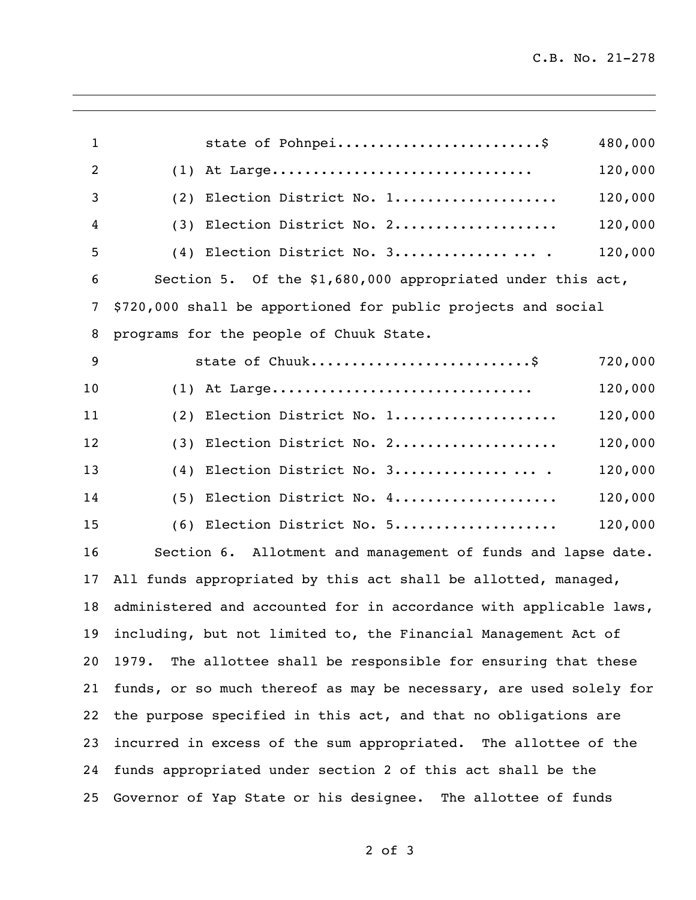state of Pohnpei........................$ 480,000

(1) At Large.............................. 120,000

(2) Election District No. 1................... 120,000

(3) Election District No. 2................... 120,000

(4) Election District No. 3................ ... . 120,000

Section 5. Of the $1,680,000 appropriated under this act, $720,000 shall be apportioned for public projects and social programs for the people of Chuuk State.

state of Chuuk..........................$ 720,000

(1) At Large.............................. 120,000

(2) Election District No. 1................... 120,000

(3) Election District No. 2................... 120,000

(4) Election District No. 3................ ... . 120,000

(5) Election District No. 4................... 120,000

(6) Election District No. 5................... 120,000

Section 6. Allotment and management of funds and lapse date. All funds appropriated by this act shall be allotted, managed, administered and accounted for in accordance with applicable laws, including, but not limited to, the Financial Management Act of 1979. The allottee shall be responsible for ensuring that these funds, or so much thereof as may be necessary, are used solely for the purpose specified in this act, and that no obligations are incurred in excess of the sum appropriated. The allottee of the funds appropriated under section 2 of this act shall be the Governor of Yap State or his designee. The allottee of funds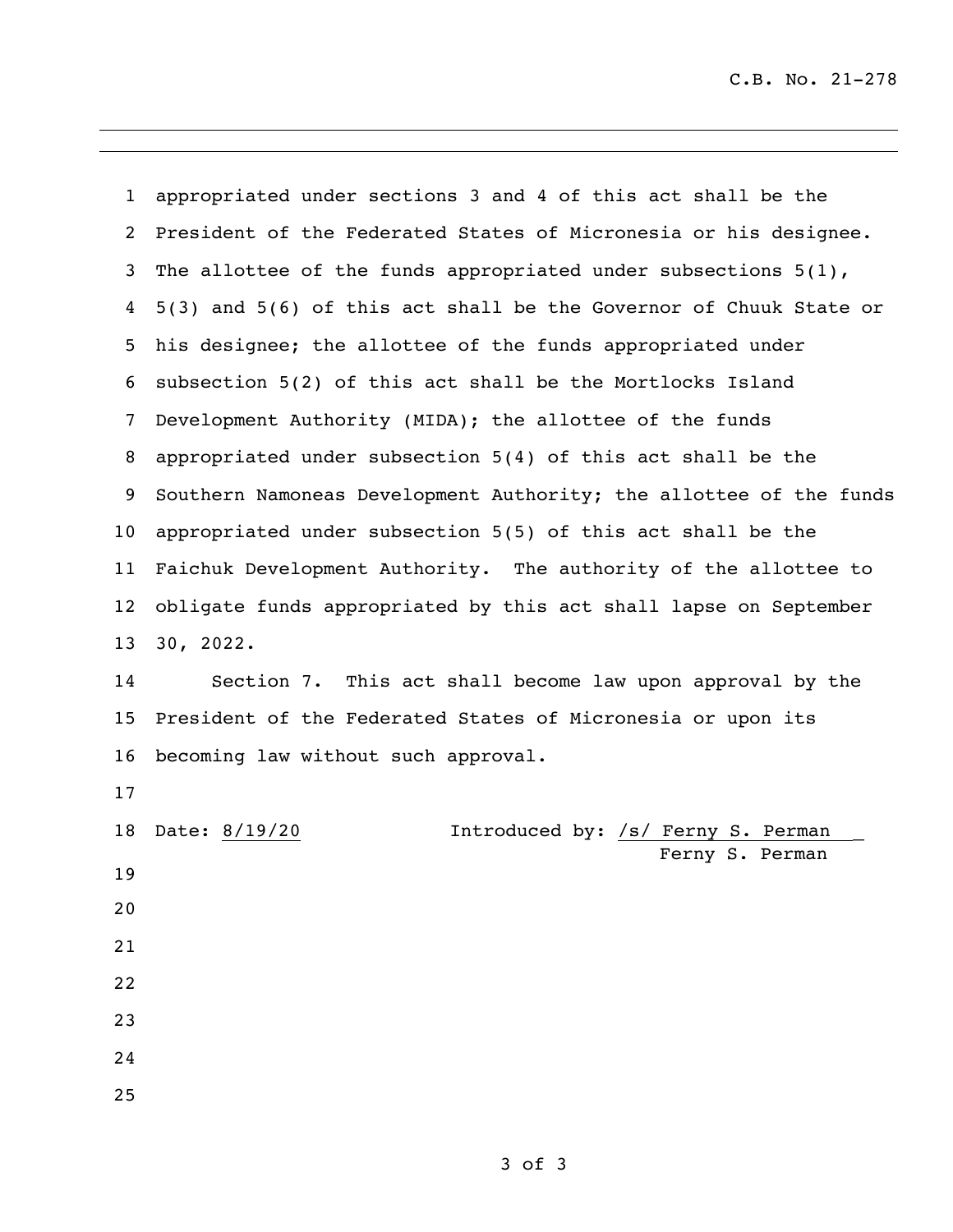appropriated under sections 3 and 4 of this act shall be the President of the Federated States of Micronesia or his designee. The allottee of the funds appropriated under subsections 5(1), 5(3) and 5(6) of this act shall be the Governor of Chuuk State or his designee; the allottee of the funds appropriated under subsection 5(2) of this act shall be the Mortlocks Island Development Authority (MIDA); the allottee of the funds appropriated under subsection 5(4) of this act shall be the Southern Namoneas Development Authority; the allottee of the funds appropriated under subsection 5(5) of this act shall be the Faichuk Development Authority. The authority of the allottee to obligate funds appropriated by this act shall lapse on September 30, 2022.

Section 7. This act shall become law upon approval by the President of the Federated States of Micronesia or upon its becoming law without such approval.

Date: 8/19/20

Introduced by: /s/ Ferny S. Perman
Ferny S. Perman